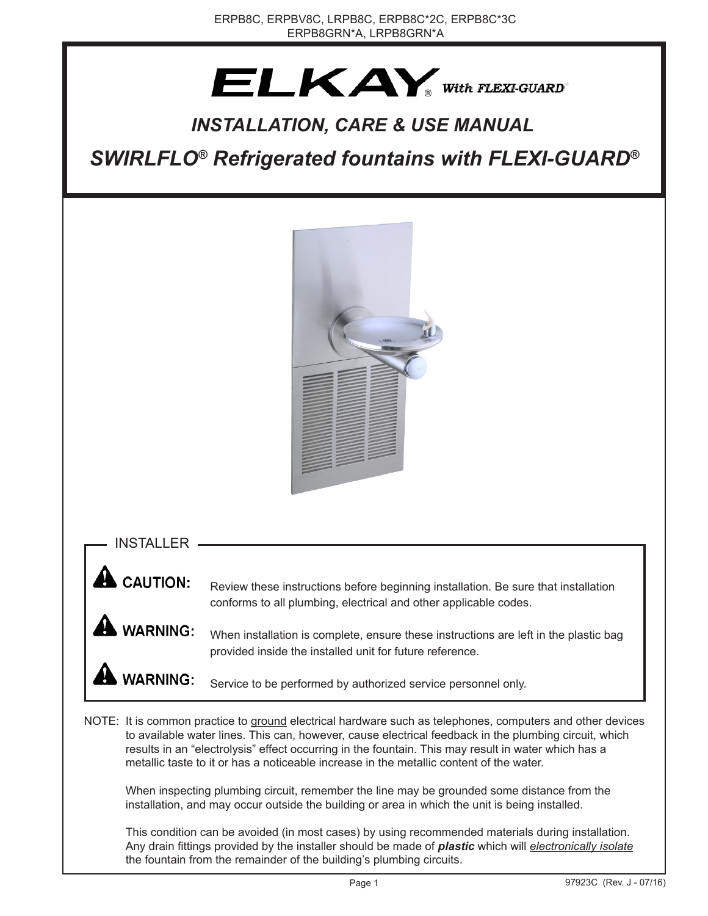ERPB8C, ERPBV8C, LRPB8C, ERPB8C*2C, ERPB8C*3C
ERPB8GRN*A, LRPB8GRN*A

# ELKAY® With FLEXI-GUARD®

## *INSTALLATION, CARE & USE MANUAL*

## *SWIRLFLO® Refrigerated fountains with FLEXI-GUARD®*

### INSTALLER

**CAUTION:** Review these instructions before beginning installation. Be sure that installation conforms to all plumbing, electrical and other applicable codes.

**WARNING:** When installation is complete, ensure these instructions are left in the plastic bag provided inside the installed unit for future reference.

**WARNING:** Service to be performed by authorized service personnel only.

NOTE: It is common practice to ground electrical hardware such as telephones, computers and other devices to available water lines. This can, however, cause electrical feedback in the plumbing circuit, which results in an "electrolysis" effect occurring in the fountain. This may result in water which has a metallic taste to it or has a noticeable increase in the metallic content of the water.

When inspecting plumbing circuit, remember the line may be grounded some distance from the installation, and may occur outside the building or area in which the unit is being installed.

This condition can be avoided (in most cases) by using recommended materials during installation. Any drain fittings provided by the installer should be made of ***plastic*** which will *electronically isolate* the fountain from the remainder of the building's plumbing circuits.

97923C (Rev. J - 07/16)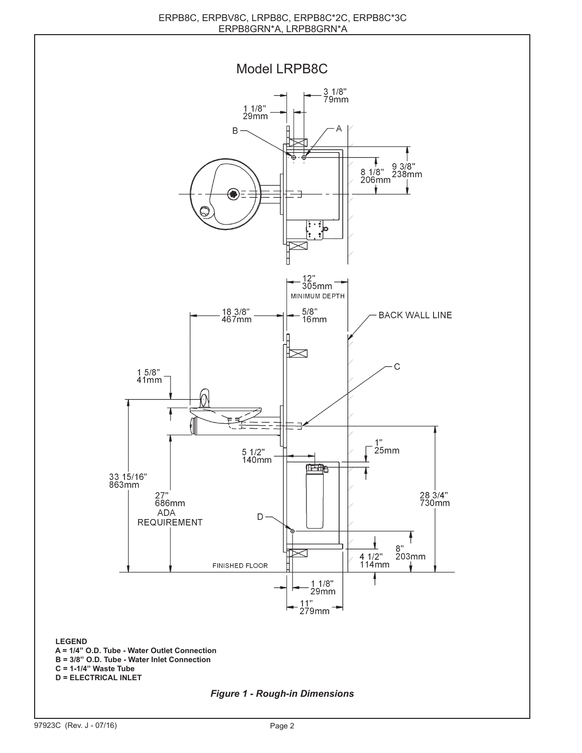ERPB8C, ERPBV8C, LRPB8C, ERPB8C*2C, ERPB8C*3C
ERPB8GRN*A, LRPB8GRN*A

## Model LRPB8C

3 1/8"
79mm

1 1/8"
29mm

B

A

8 1/8"
206mm

9 3/8"
238mm

12"
305mm
MINIMUM DEPTH

18 3/8"
467mm

5/8"
16mm

BACK WALL LINE

C

1 5/8"
41mm

1"
25mm

5 1/2"
140mm

33 15/16"
863mm

27"
686mm
ADA
REQUIREMENT

28 3/4"
730mm

D

8"
203mm

4 1/2"
114mm

FINISHED FLOOR

1 1/8"
29mm

11"
279mm

**LEGEND**
**A = 1/4" O.D. Tube - Water Outlet Connection**
**B = 3/8" O.D. Tube - Water Inlet Connection**
**C = 1-1/4" Waste Tube**
**D = ELECTRICAL INLET**

***Figure 1 - Rough-in Dimensions***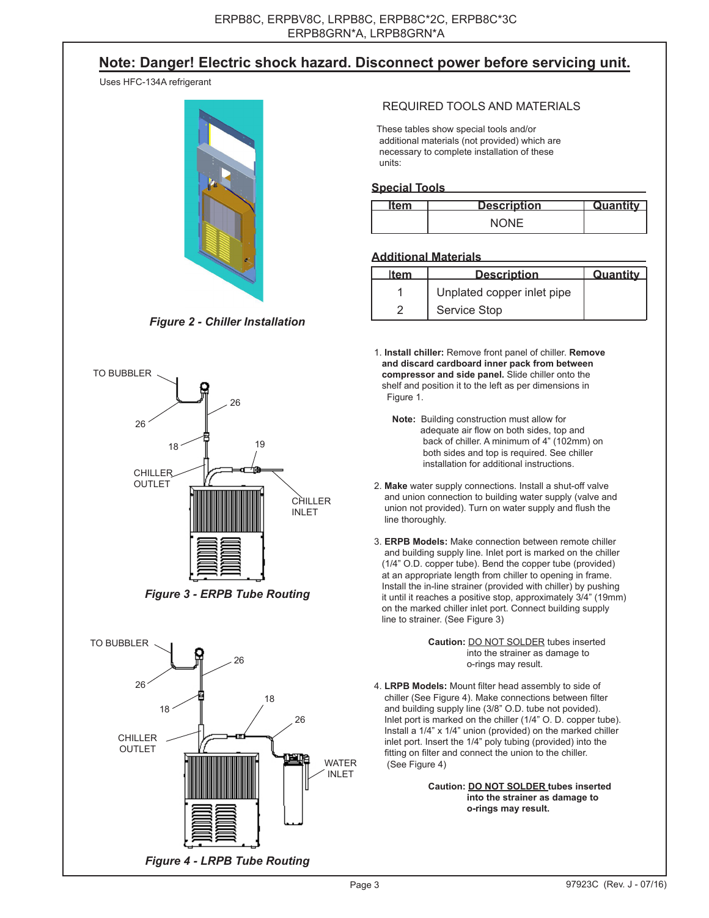ERPB8C, ERPBV8C, LRPB8C, ERPB8C*2C, ERPB8C*3C
ERPB8GRN*A, LRPB8GRN*A

## Note: Danger! Electric shock hazard. Disconnect power before servicing unit.

Uses HFC-134A refrigerant

*Figure 2 - Chiller Installation*

TO BUBBLER

26

26

18

19

CHILLER OUTLET

CHILLER INLET

*Figure 3 - ERPB Tube Routing*

TO BUBBLER

26

26

18

18

26

CHILLER OUTLET

WATER INLET

*Figure 4 - LRPB Tube Routing*

### REQUIRED TOOLS AND MATERIALS

These tables show special tools and/or additional materials (not provided) which are necessary to complete installation of these units:

**Special Tools**

| Item | Description | Quantity |
|---|---|---|
| | NONE | |

**Additional Materials**

| Item | Description | Quantity |
|---|---|---|
| 1 | Unplated copper inlet pipe | |
| 2 | Service Stop | |

1. **Install chiller:** Remove front panel of chiller. **Remove and discard cardboard inner pack from between compressor and side panel.** Slide chiller onto the shelf and position it to the left as per dimensions in Figure 1.

   **Note:** Building construction must allow for adequate air flow on both sides, top and back of chiller. A minimum of 4" (102mm) on both sides and top is required. See chiller installation for additional instructions.

2. **Make** water supply connections. Install a shut-off valve and union connection to building water supply (valve and union not provided). Turn on water supply and flush the line thoroughly.

3. **ERPB Models:** Make connection between remote chiller and building supply line. Inlet port is marked on the chiller (1/4" O.D. copper tube). Bend the copper tube (provided) at an appropriate length from chiller to opening in frame. Install the in-line strainer (provided with chiller) by pushing it until it reaches a positive stop, approximately 3/4" (19mm) on the marked chiller inlet port. Connect building supply line to strainer. (See Figure 3)

   **Caution:** DO NOT SOLDER tubes inserted into the strainer as damage to o-rings may result.

4. **LRPB Models:** Mount filter head assembly to side of chiller (See Figure 4). Make connections between filter and building supply line (3/8" O.D. tube not povided). Inlet port is marked on the chiller (1/4" O. D. copper tube). Install a 1/4" x 1/4" union (provided) on the marked chiller inlet port. Insert the 1/4" poly tubing (provided) into the fitting on filter and connect the union to the chiller. (See Figure 4)

   **Caution: DO NOT SOLDER tubes inserted into the strainer as damage to o-rings may result.**

97923C (Rev. J - 07/16)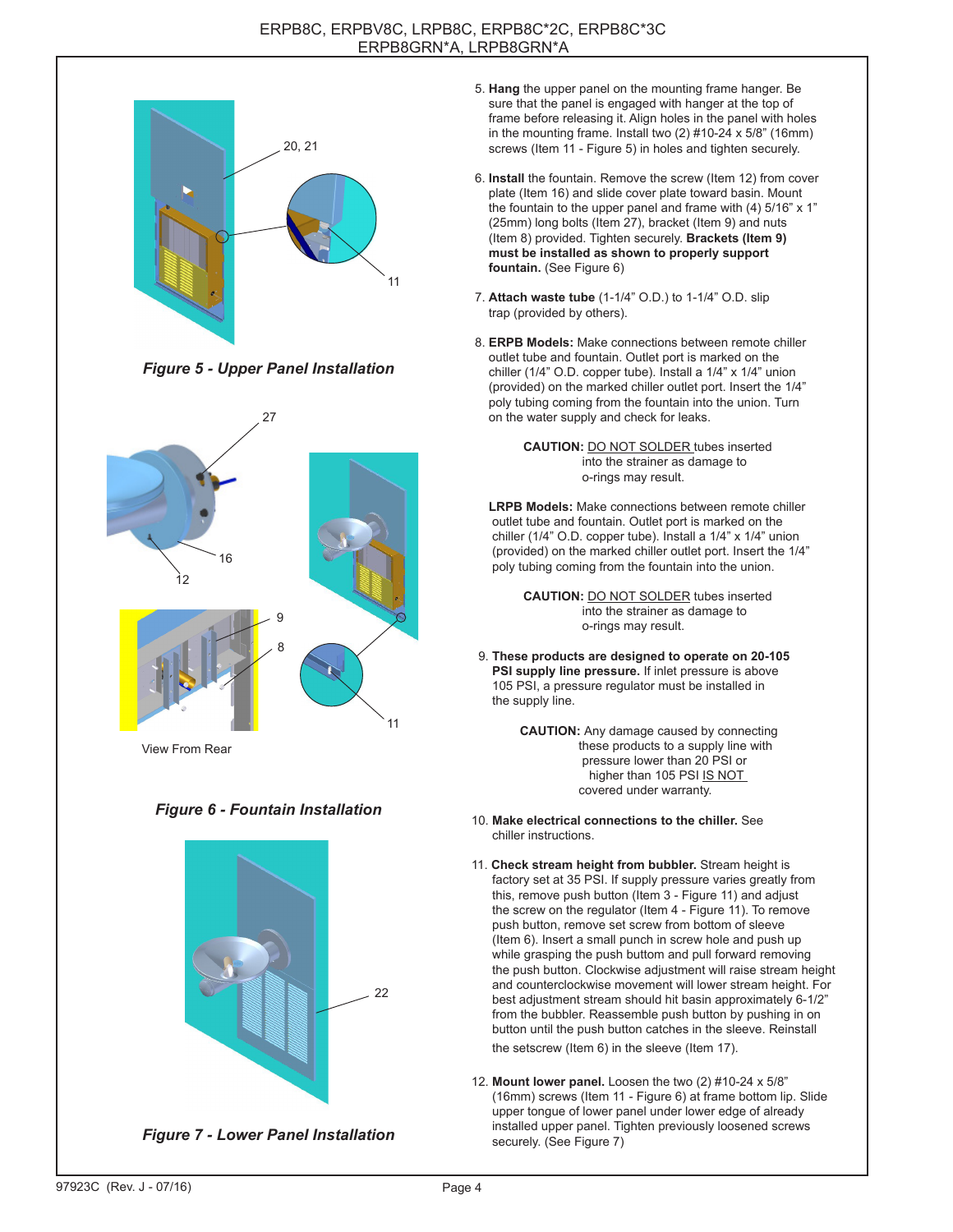*Figure 5 - Upper Panel Installation*

*Figure 6 - Fountain Installation*

View From Rear

*Figure 7 - Lower Panel Installation*

5. **Hang** the upper panel on the mounting frame hanger. Be sure that the panel is engaged with hanger at the top of frame before releasing it. Align holes in the panel with holes in the mounting frame. Install two (2) #10-24 x 5/8" (16mm) screws (Item 11 - Figure 5) in holes and tighten securely.

6. **Install** the fountain. Remove the screw (Item 12) from cover plate (Item 16) and slide cover plate toward basin. Mount the fountain to the upper panel and frame with (4) 5/16" x 1" (25mm) long bolts (Item 27), bracket (Item 9) and nuts (Item 8) provided. Tighten securely. **Brackets (Item 9) must be installed as shown to properly support fountain.** (See Figure 6)

7. **Attach waste tube** (1-1/4" O.D.) to 1-1/4" O.D. slip trap (provided by others).

8. **ERPB Models:** Make connections between remote chiller outlet tube and fountain. Outlet port is marked on the chiller (1/4" O.D. copper tube). Install a 1/4" x 1/4" union (provided) on the marked chiller outlet port. Insert the 1/4" poly tubing coming from the fountain into the union. Turn on the water supply and check for leaks.

   **CAUTION:** DO NOT SOLDER tubes inserted into the strainer as damage to o-rings may result.

   **LRPB Models:** Make connections between remote chiller outlet tube and fountain. Outlet port is marked on the chiller (1/4" O.D. copper tube). Install a 1/4" x 1/4" union (provided) on the marked chiller outlet port. Insert the 1/4" poly tubing coming from the fountain into the union.

   **CAUTION:** DO NOT SOLDER tubes inserted into the strainer as damage to o-rings may result.

9. **These products are designed to operate on 20-105 PSI supply line pressure.** If inlet pressure is above 105 PSI, a pressure regulator must be installed in the supply line.

   **CAUTION:** Any damage caused by connecting these products to a supply line with pressure lower than 20 PSI or higher than 105 PSI IS NOT covered under warranty.

10. **Make electrical connections to the chiller.** See chiller instructions.

11. **Check stream height from bubbler.** Stream height is factory set at 35 PSI. If supply pressure varies greatly from this, remove push button (Item 3 - Figure 11) and adjust the screw on the regulator (Item 4 - Figure 11). To remove push button, remove set screw from bottom of sleeve (Item 6). Insert a small punch in screw hole and push up while grasping the push buttom and pull forward removing the push button. Clockwise adjustment will raise stream height and counterclockwise movement will lower stream height. For best adjustment stream should hit basin approximately 6-1/2" from the bubbler. Reassemble push button by pushing in on button until the push button catches in the sleeve. Reinstall the setscrew (Item 6) in the sleeve (Item 17).

12. **Mount lower panel.** Loosen the two (2) #10-24 x 5/8" (16mm) screws (Item 11 - Figure 6) at frame bottom lip. Slide upper tongue of lower panel under lower edge of already installed upper panel. Tighten previously loosened screws securely. (See Figure 7)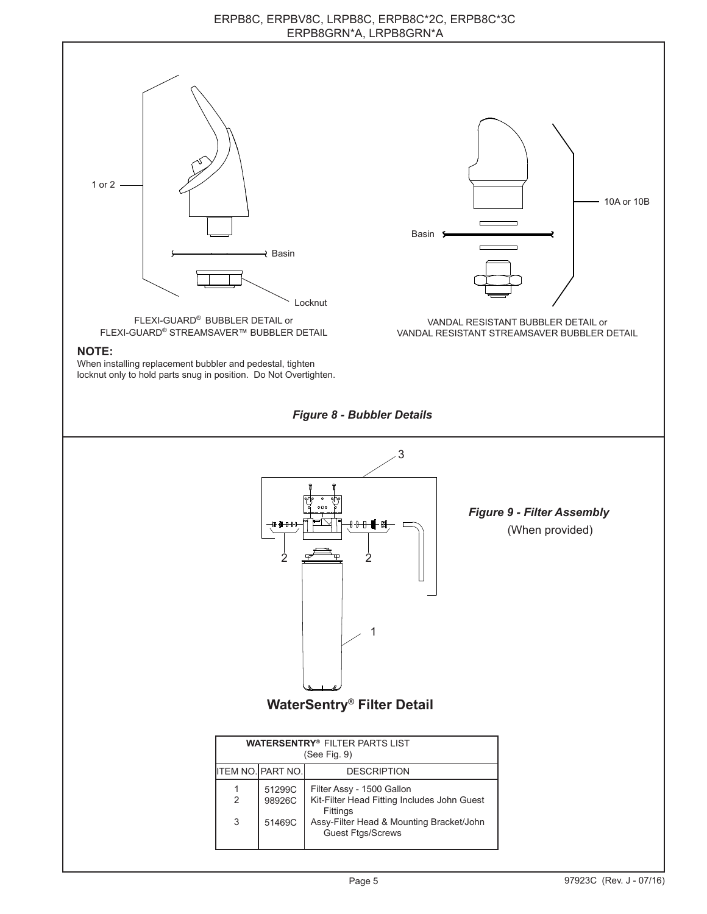1 or 2

Basin

Locknut

FLEXI-GUARD® BUBBLER DETAIL or
FLEXI-GUARD® STREAMSAVER™ BUBBLER DETAIL

10A or 10B

Basin

VANDAL RESISTANT BUBBLER DETAIL or
VANDAL RESISTANT STREAMSAVER BUBBLER DETAIL

**NOTE:**
When installing replacement bubbler and pedestal, tighten locknut only to hold parts snug in position. Do Not Overtighten.

***Figure 8 - Bubbler Details***

3

2 2

1

***Figure 9 - Filter Assembly***
(When provided)

## WaterSentry® Filter Detail

| WATERSENTRY® FILTER PARTS LIST (See Fig. 9) | | |
|---|---|---|
| ITEM NO. | PART NO. | DESCRIPTION |
| 1 | 51299C | Filter Assy - 1500 Gallon |
| 2 | 98926C | Kit-Filter Head Fitting Includes John Guest Fittings |
| 3 | 51469C | Assy-Filter Head & Mounting Bracket/John Guest Ftgs/Screws |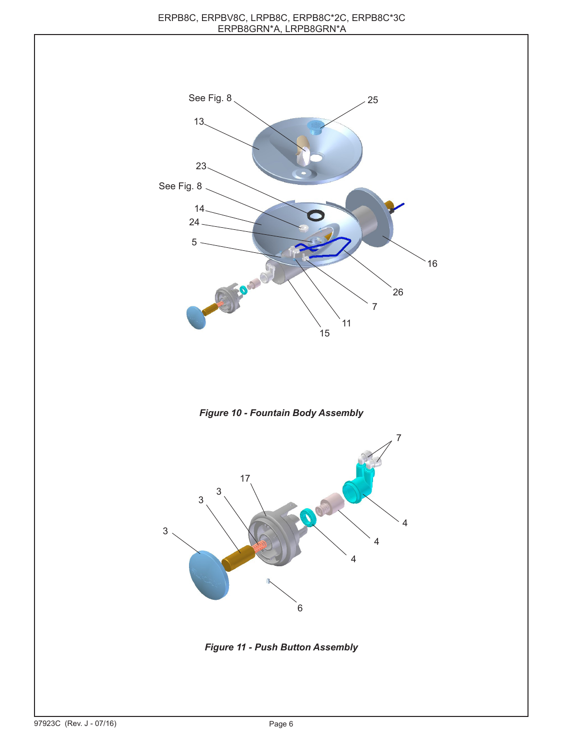See Fig. 8

25

13

23

See Fig. 8

14

24

5

16

26

7

11

15

*Figure 10 - Fountain Body Assembly*

7

17

3

3

3

4

4

4

6

*Figure 11 - Push Button Assembly*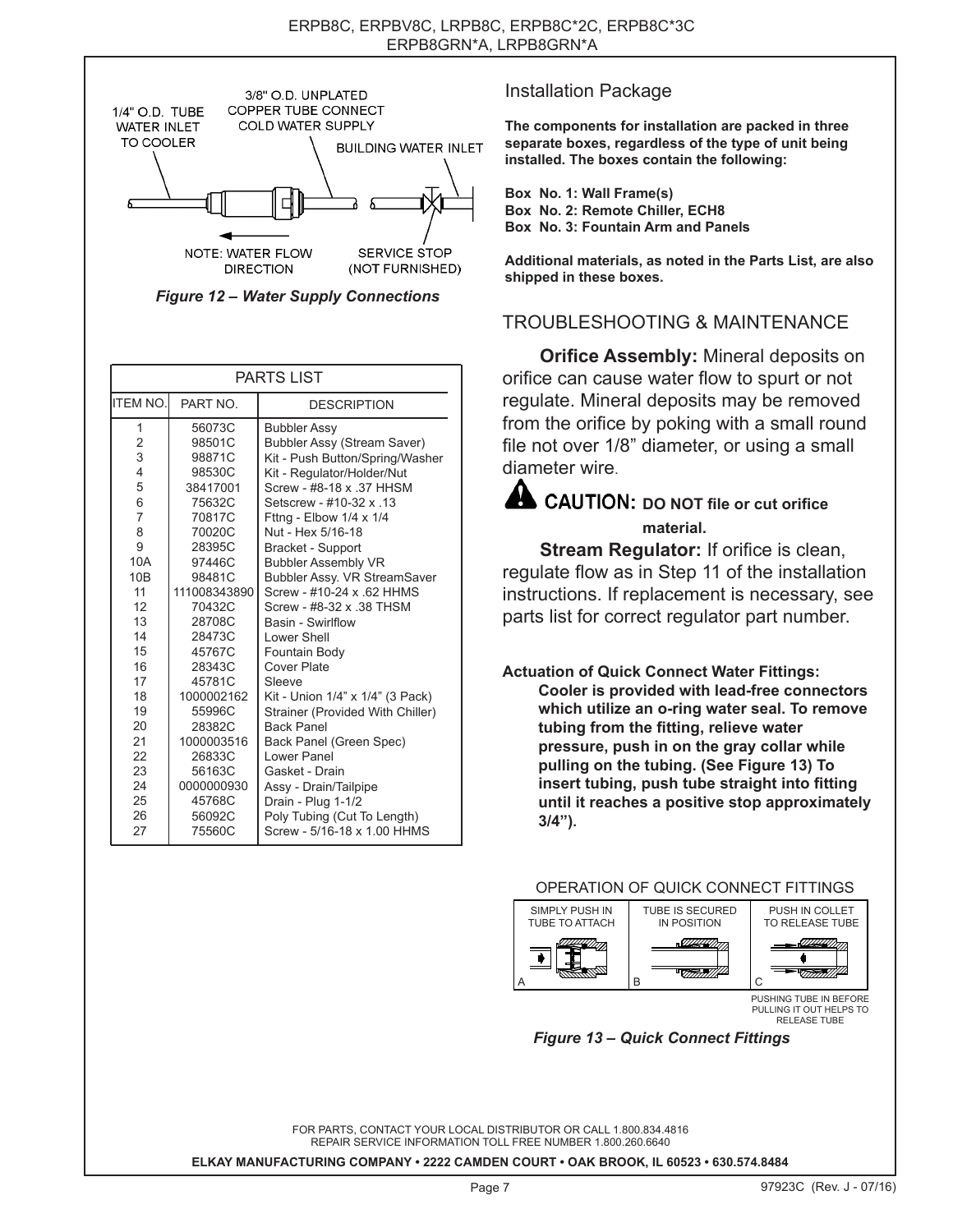1/4" O.D. TUBE WATER INLET TO COOLER

3/8" O.D. UNPLATED COPPER TUBE CONNECT COLD WATER SUPPLY

BUILDING WATER INLET

NOTE: WATER FLOW DIRECTION

SERVICE STOP (NOT FURNISHED)

*Figure 12 – Water Supply Connections*

| PARTS LIST | | |
|---|---|---|
| ITEM NO. | PART NO. | DESCRIPTION |
| 1 | 56073C | Bubbler Assy |
| 2 | 98501C | Bubbler Assy (Stream Saver) |
| 3 | 98871C | Kit - Push Button/Spring/Washer |
| 4 | 98530C | Kit - Regulator/Holder/Nut |
| 5 | 38417001 | Screw - #8-18 x .37 HHSM |
| 6 | 75632C | Setscrew - #10-32 x .13 |
| 7 | 70817C | Fttng - Elbow 1/4 x 1/4 |
| 8 | 70020C | Nut - Hex 5/16-18 |
| 9 | 28395C | Bracket - Support |
| 10A | 97446C | Bubbler Assembly VR |
| 10B | 98481C | Bubbler Assy. VR StreamSaver |
| 11 | 111008343890 | Screw - #10-24 x .62 HHMS |
| 12 | 70432C | Screw - #8-32 x .38 THSM |
| 13 | 28708C | Basin - Swirlflow |
| 14 | 28473C | Lower Shell |
| 15 | 45767C | Fountain Body |
| 16 | 28343C | Cover Plate |
| 17 | 45781C | Sleeve |
| 18 | 1000002162 | Kit - Union 1/4" x 1/4" (3 Pack) |
| 19 | 55996C | Strainer (Provided With Chiller) |
| 20 | 28382C | Back Panel |
| 21 | 1000003516 | Back Panel (Green Spec) |
| 22 | 26833C | Lower Panel |
| 23 | 56163C | Gasket - Drain |
| 24 | 0000000930 | Assy - Drain/Tailpipe |
| 25 | 45768C | Drain - Plug 1-1/2 |
| 26 | 56092C | Poly Tubing (Cut To Length) |
| 27 | 75560C | Screw - 5/16-18 x 1.00 HHMS |

## Installation Package

**The components for installation are packed in three separate boxes, regardless of the type of unit being installed. The boxes contain the following:**

**Box No. 1: Wall Frame(s)**
**Box No. 2: Remote Chiller, ECH8**
**Box No. 3: Fountain Arm and Panels**

**Additional materials, as noted in the Parts List, are also shipped in these boxes.**

## TROUBLESHOOTING & MAINTENANCE

**Orifice Assembly:** Mineral deposits on orifice can cause water flow to spurt or not regulate. Mineral deposits may be removed from the orifice by poking with a small round file not over 1/8" diameter, or using a small diameter wire.

**CAUTION: DO NOT file or cut orifice material.**

**Stream Regulator:** If orifice is clean, regulate flow as in Step 11 of the installation instructions. If replacement is necessary, see parts list for correct regulator part number.

**Actuation of Quick Connect Water Fittings:**
**Cooler is provided with lead-free connectors which utilize an o-ring water seal. To remove tubing from the fitting, relieve water pressure, push in on the gray collar while pulling on the tubing. (See Figure 13) To insert tubing, push tube straight into fitting until it reaches a positive stop approximately 3/4").**

OPERATION OF QUICK CONNECT FITTINGS

A SIMPLY PUSH IN TUBE TO ATTACH

B TUBE IS SECURED IN POSITION

C PUSH IN COLLET TO RELEASE TUBE

PUSHING TUBE IN BEFORE PULLING IT OUT HELPS TO RELEASE TUBE

*Figure 13 – Quick Connect Fittings*

FOR PARTS, CONTACT YOUR LOCAL DISTRIBUTOR OR CALL 1.800.834.4816
REPAIR SERVICE INFORMATION TOLL FREE NUMBER 1.800.260.6640

**ELKAY MANUFACTURING COMPANY • 2222 CAMDEN COURT • OAK BROOK, IL 60523 • 630.574.8484**